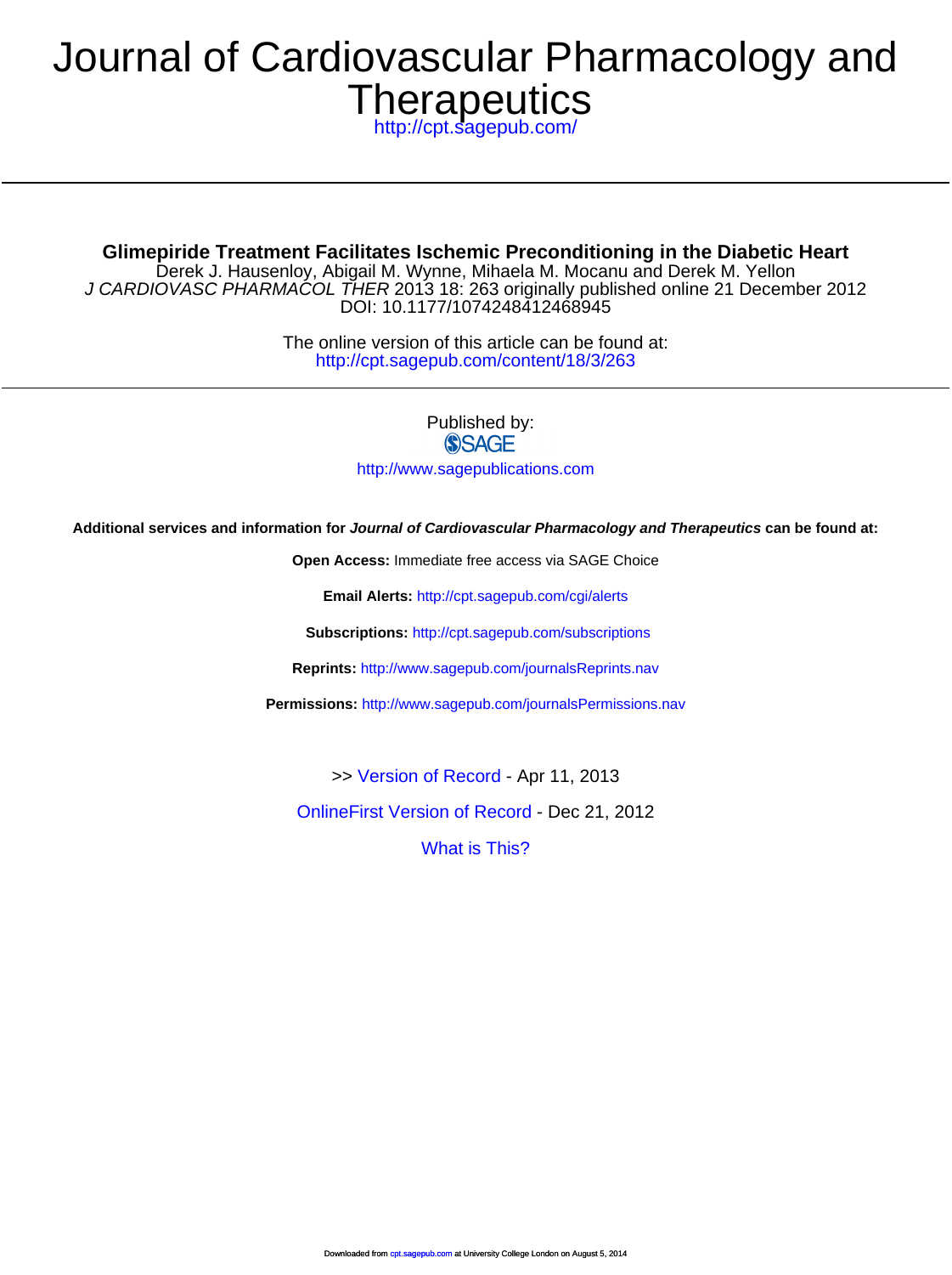# Journal of Cardiovascular Pharmacology and Therapeutics

http://cpt.sagepub.com/

---

**Glimepiride Treatment Facilitates Ischemic Preconditioning in the Diabetic Heart**

Derek J. Hausenloy, Abigail M. Wynne, Mihaela M. Mocanu and Derek M. Yellon

*J CARDIOVASC PHARMACOL THER* 2013 18: 263 originally published online 21 December 2012

DOI: 10.1177/1074248412468945

The online version of this article can be found at:

http://cpt.sagepub.com/content/18/3/263

---

Published by:

SAGE

http://www.sagepublications.com

**Additional services and information for *Journal of Cardiovascular Pharmacology and Therapeutics* can be found at:**

**Open Access:** Immediate free access via SAGE Choice

**Email Alerts:** http://cpt.sagepub.com/cgi/alerts

**Subscriptions:** http://cpt.sagepub.com/subscriptions

**Reprints:** http://www.sagepub.com/journalsReprints.nav

**Permissions:** http://www.sagepub.com/journalsPermissions.nav

>> Version of Record - Apr 11, 2013

OnlineFirst Version of Record - Dec 21, 2012

What is This?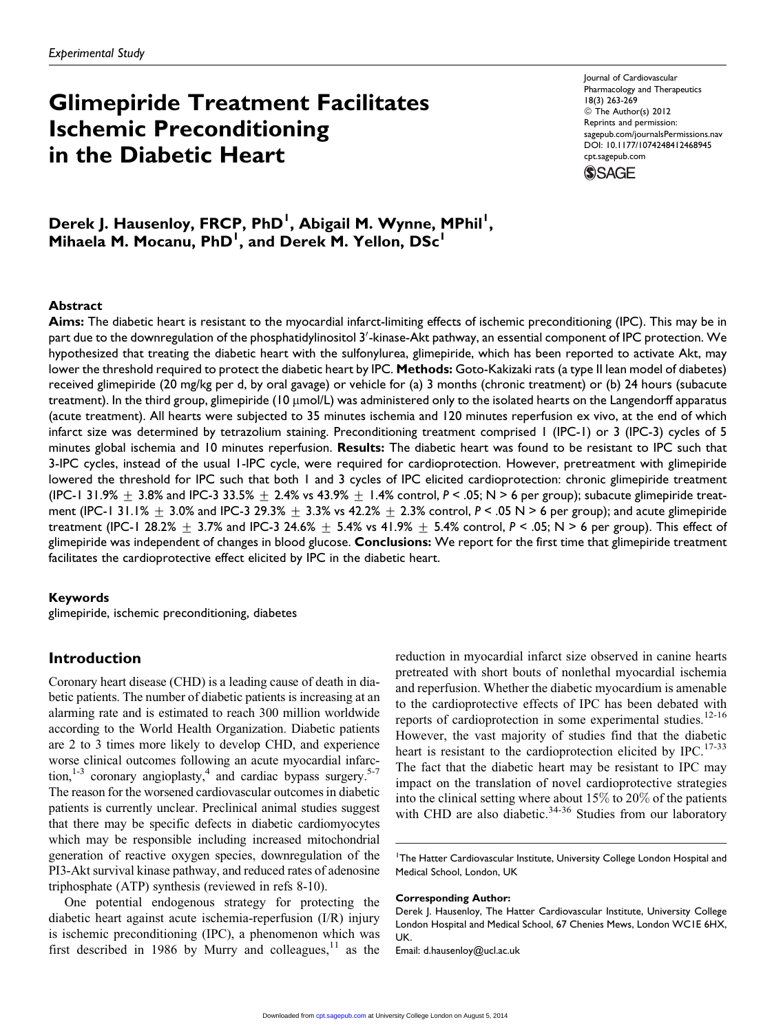*Experimental Study*

# Glimepiride Treatment Facilitates Ischemic Preconditioning in the Diabetic Heart

**Derek J. Hausenloy, FRCP, PhD[1], Abigail M. Wynne, MPhil[1], Mihaela M. Mocanu, PhD[1], and Derek M. Yellon, DSc[1]**

Journal of Cardiovascular Pharmacology and Therapeutics
18(3) 263-269
© The Author(s) 2012
Reprints and permission: sagepub.com/journalsPermissions.nav
DOI: 10.1177/1074248412468945
cpt.sagepub.com

## Abstract

**Aims:** The diabetic heart is resistant to the myocardial infarct-limiting effects of ischemic preconditioning (IPC). This may be in part due to the downregulation of the phosphatidylinositol 3′-kinase-Akt pathway, an essential component of IPC protection. We hypothesized that treating the diabetic heart with the sulfonylurea, glimepiride, which has been reported to activate Akt, may lower the threshold required to protect the diabetic heart by IPC. **Methods:** Goto-Kakizaki rats (a type II lean model of diabetes) received glimepiride (20 mg/kg per d, by oral gavage) or vehicle for (a) 3 months (chronic treatment) or (b) 24 hours (subacute treatment). In the third group, glimepiride (10 μmol/L) was administered only to the isolated hearts on the Langendorff apparatus (acute treatment). All hearts were subjected to 35 minutes ischemia and 120 minutes reperfusion ex vivo, at the end of which infarct size was determined by tetrazolium staining. Preconditioning treatment comprised 1 (IPC-1) or 3 (IPC-3) cycles of 5 minutes global ischemia and 10 minutes reperfusion. **Results:** The diabetic heart was found to be resistant to IPC such that 3-IPC cycles, instead of the usual 1-IPC cycle, were required for cardioprotection. However, pretreatment with glimepiride lowered the threshold for IPC such that both 1 and 3 cycles of IPC elicited cardioprotection: chronic glimepiride treatment (IPC-1 31.9% ± 3.8% and IPC-3 33.5% ± 2.4% vs 43.9% ± 1.4% control, $P < .05$; N > 6 per group); subacute glimepiride treatment (IPC-1 31.1% ± 3.0% and IPC-3 29.3% ± 3.3% vs 42.2% ± 2.3% control, $P < .05$ N > 6 per group); and acute glimepiride treatment (IPC-1 28.2% ± 3.7% and IPC-3 24.6% ± 5.4% vs 41.9% ± 5.4% control, $P < .05$; N > 6 per group). This effect of glimepiride was independent of changes in blood glucose. **Conclusions:** We report for the first time that glimepiride treatment facilitates the cardioprotective effect elicited by IPC in the diabetic heart.

### Keywords

glimepiride, ischemic preconditioning, diabetes

## Introduction

Coronary heart disease (CHD) is a leading cause of death in diabetic patients. The number of diabetic patients is increasing at an alarming rate and is estimated to reach 300 million worldwide according to the World Health Organization. Diabetic patients are 2 to 3 times more likely to develop CHD, and experience worse clinical outcomes following an acute myocardial infarction,[1-3] coronary angioplasty,[4] and cardiac bypass surgery.[5-7] The reason for the worsened cardiovascular outcomes in diabetic patients is currently unclear. Preclinical animal studies suggest that there may be specific defects in diabetic cardiomyocytes which may be responsible including increased mitochondrial generation of reactive oxygen species, downregulation of the PI3-Akt survival kinase pathway, and reduced rates of adenosine triphosphate (ATP) synthesis (reviewed in refs 8-10).

One potential endogenous strategy for protecting the diabetic heart against acute ischemia-reperfusion (I/R) injury is ischemic preconditioning (IPC), a phenomenon which was first described in 1986 by Murry and colleagues,[11] as the reduction in myocardial infarct size observed in canine hearts pretreated with short bouts of nonlethal myocardial ischemia and reperfusion. Whether the diabetic myocardium is amenable to the cardioprotective effects of IPC has been debated with reports of cardioprotection in some experimental studies.[12-16] However, the vast majority of studies find that the diabetic heart is resistant to the cardioprotection elicited by IPC.[17-33] The fact that the diabetic heart may be resistant to IPC may impact on the translation of novel cardioprotective strategies into the clinical setting where about 15% to 20% of the patients with CHD are also diabetic.[34-36] Studies from our laboratory

[1] The Hatter Cardiovascular Institute, University College London Hospital and Medical School, London, UK

**Corresponding Author:**
Derek J. Hausenloy, The Hatter Cardiovascular Institute, University College London Hospital and Medical School, 67 Chenies Mews, London WC1E 6HX, UK.
Email: d.hausenloy@ucl.ac.uk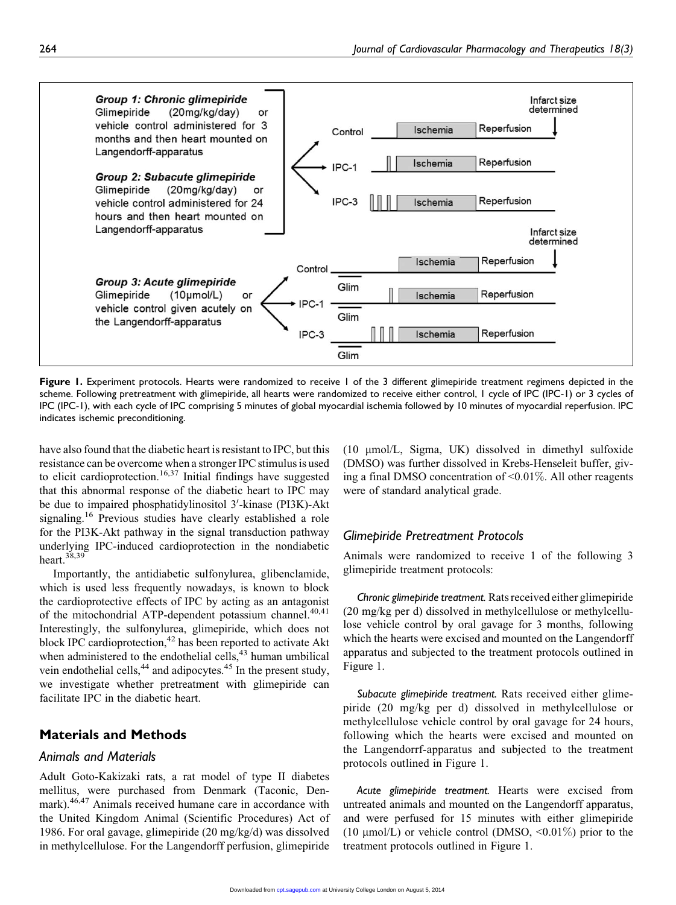Figure 1. Experiment protocols. Hearts were randomized to receive 1 of the 3 different glimepiride treatment regimens depicted in the scheme. Following pretreatment with glimepiride, all hearts were randomized to receive either control, 1 cycle of IPC (IPC-1) or 3 cycles of IPC (IPC-1), with each cycle of IPC comprising 5 minutes of global myocardial ischemia followed by 10 minutes of myocardial reperfusion. IPC indicates ischemic preconditioning.

have also found that the diabetic heart is resistant to IPC, but this resistance can be overcome when a stronger IPC stimulus is used to elicit cardioprotection.[16,37] Initial findings have suggested that this abnormal response of the diabetic heart to IPC may be due to impaired phosphatidylinositol 3′-kinase (PI3K)-Akt signaling.[16] Previous studies have clearly established a role for the PI3K-Akt pathway in the signal transduction pathway underlying IPC-induced cardioprotection in the nondiabetic heart.[38,39]

Importantly, the antidiabetic sulfonylurea, glibenclamide, which is used less frequently nowadays, is known to block the cardioprotective effects of IPC by acting as an antagonist of the mitochondrial ATP-dependent potassium channel.[40,41] Interestingly, the sulfonylurea, glimepiride, which does not block IPC cardioprotection,[42] has been reported to activate Akt when administered to the endothelial cells,[43] human umbilical vein endothelial cells,[44] and adipocytes.[45] In the present study, we investigate whether pretreatment with glimepiride can facilitate IPC in the diabetic heart.

## Materials and Methods

### Animals and Materials

Adult Goto-Kakizaki rats, a rat model of type II diabetes mellitus, were purchased from Denmark (Taconic, Denmark).[46,47] Animals received humane care in accordance with the United Kingdom Animal (Scientific Procedures) Act of 1986. For oral gavage, glimepiride (20 mg/kg/d) was dissolved in methylcellulose. For the Langendorff perfusion, glimepiride (10 μmol/L, Sigma, UK) dissolved in dimethyl sulfoxide (DMSO) was further dissolved in Krebs-Henseleit buffer, giving a final DMSO concentration of <0.01%. All other reagents were of standard analytical grade.

### Glimepiride Pretreatment Protocols

Animals were randomized to receive 1 of the following 3 glimepiride treatment protocols:

*Chronic glimepiride treatment.* Rats received either glimepiride (20 mg/kg per d) dissolved in methylcellulose or methylcellulose vehicle control by oral gavage for 3 months, following which the hearts were excised and mounted on the Langendorff apparatus and subjected to the treatment protocols outlined in Figure 1.

*Subacute glimepiride treatment.* Rats received either glimepiride (20 mg/kg per d) dissolved in methylcellulose or methylcellulose vehicle control by oral gavage for 24 hours, following which the hearts were excised and mounted on the Langendorrf-apparatus and subjected to the treatment protocols outlined in Figure 1.

*Acute glimepiride treatment.* Hearts were excised from untreated animals and mounted on the Langendorff apparatus, and were perfused for 15 minutes with either glimepiride (10 μmol/L) or vehicle control (DMSO, <0.01%) prior to the treatment protocols outlined in Figure 1.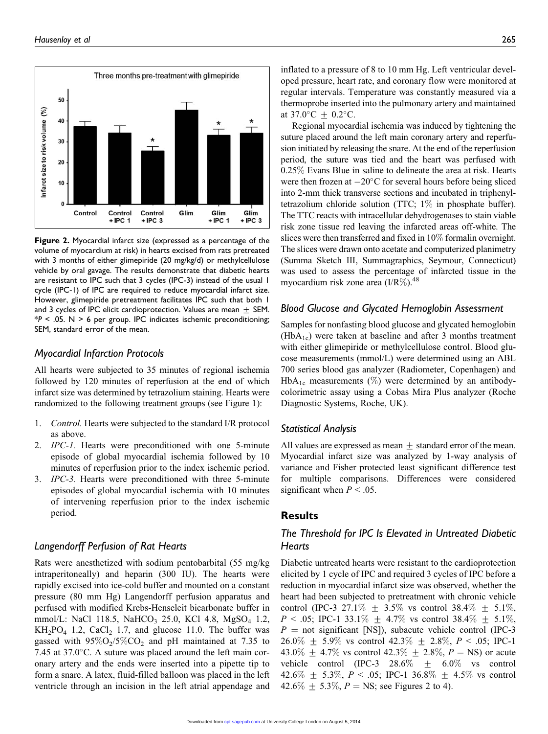Three months pre-treatment with glimepiride

**Figure 2.** Myocardial infarct size (expressed as a percentage of the volume of myocardium at risk) in hearts excised from rats pretreated with 3 months of either glimepiride (20 mg/kg/d) or methylcellulose vehicle by oral gavage. The results demonstrate that diabetic hearts are resistant to IPC such that 3 cycles (IPC-3) instead of the usual 1 cycle (IPC-1) of IPC are required to reduce myocardial infarct size. However, glimepiride pretreatment facilitates IPC such that both 1 and 3 cycles of IPC elicit cardioprotection. Values are mean ± SEM. *$P < .05$. N > 6 per group. IPC indicates ischemic preconditioning; SEM, standard error of the mean.

### Myocardial Infarction Protocols

All hearts were subjected to 35 minutes of regional ischemia followed by 120 minutes of reperfusion at the end of which infarct size was determined by tetrazolium staining. Hearts were randomized to the following treatment groups (see Figure 1):

1. *Control.* Hearts were subjected to the standard I/R protocol as above.
2. *IPC-1.* Hearts were preconditioned with one 5-minute episode of global myocardial ischemia followed by 10 minutes of reperfusion prior to the index ischemic period.
3. *IPC-3.* Hearts were preconditioned with three 5-minute episodes of global myocardial ischemia with 10 minutes of intervening reperfusion prior to the index ischemic period.

### Langendorff Perfusion of Rat Hearts

Rats were anesthetized with sodium pentobarbital (55 mg/kg intraperitoneally) and heparin (300 IU). The hearts were rapidly excised into ice-cold buffer and mounted on a constant pressure (80 mm Hg) Langendorff perfusion apparatus and perfused with modified Krebs-Henseleit bicarbonate buffer in mmol/L: NaCl 118.5, $NaHCO_3$ 25.0, KCl 4.8, $MgSO_4$ 1.2, $KH_2PO_4$ 1.2, $CaCl_2$ 1.7, and glucose 11.0. The buffer was gassed with $95\%O_2/5\%CO_2$ and pH maintained at 7.35 to 7.45 at 37.0°C. A suture was placed around the left main coronary artery and the ends were inserted into a pipette tip to form a snare. A latex, fluid-filled balloon was placed in the left ventricle through an incision in the left atrial appendage and inflated to a pressure of 8 to 10 mm Hg. Left ventricular developed pressure, heart rate, and coronary flow were monitored at regular intervals. Temperature was constantly measured via a thermoprobe inserted into the pulmonary artery and maintained at 37.0°C ± 0.2°C.

Regional myocardial ischemia was induced by tightening the suture placed around the left main coronary artery and reperfusion initiated by releasing the snare. At the end of the reperfusion period, the suture was tied and the heart was perfused with 0.25% Evans Blue in saline to delineate the area at risk. Hearts were then frozen at −20°C for several hours before being sliced into 2-mm thick transverse sections and incubated in triphenyltetrazolium chloride solution (TTC; 1% in phosphate buffer). The TTC reacts with intracellular dehydrogenases to stain viable risk zone tissue red leaving the infarcted areas off-white. The slices were then transferred and fixed in 10% formalin overnight. The slices were drawn onto acetate and computerized planimetry (Summa Sketch III, Summagraphics, Seymour, Connecticut) was used to assess the percentage of infarcted tissue in the myocardium risk zone area (I/R%).[48]

### Blood Glucose and Glycated Hemoglobin Assessment

Samples for nonfasting blood glucose and glycated hemoglobin ($HbA_{1c}$) were taken at baseline and after 3 months treatment with either glimepiride or methylcellulose control. Blood glucose measurements (mmol/L) were determined using an ABL 700 series blood gas analyzer (Radiometer, Copenhagen) and $HbA_{1c}$ measurements (%) were determined by an antibody-colorimetric assay using a Cobas Mira Plus analyzer (Roche Diagnostic Systems, Roche, UK).

### Statistical Analysis

All values are expressed as mean ± standard error of the mean. Myocardial infarct size was analyzed by 1-way analysis of variance and Fisher protected least significant difference test for multiple comparisons. Differences were considered significant when $P < .05$.

## Results

### The Threshold for IPC Is Elevated in Untreated Diabetic Hearts

Diabetic untreated hearts were resistant to the cardioprotection elicited by 1 cycle of IPC and required 3 cycles of IPC before a reduction in myocardial infarct size was observed, whether the heart had been subjected to pretreatment with chronic vehicle control (IPC-3 27.1% ± 3.5% vs control 38.4% ± 5.1%, $P < .05$; IPC-1 33.1% ± 4.7% vs control 38.4% ± 5.1%, $P$ = not significant [NS]), subacute vehicle control (IPC-3 26.0% ± 5.9% vs control 42.3% ± 2.8%, $P < .05$; IPC-1 43.0% ± 4.7% vs control 42.3% ± 2.8%, $P$ = NS) or acute vehicle control (IPC-3 28.6% ± 6.0% vs control 42.6% ± 5.3%, $P < .05$; IPC-1 36.8% ± 4.5% vs control 42.6% ± 5.3%, $P$ = NS; see Figures 2 to 4).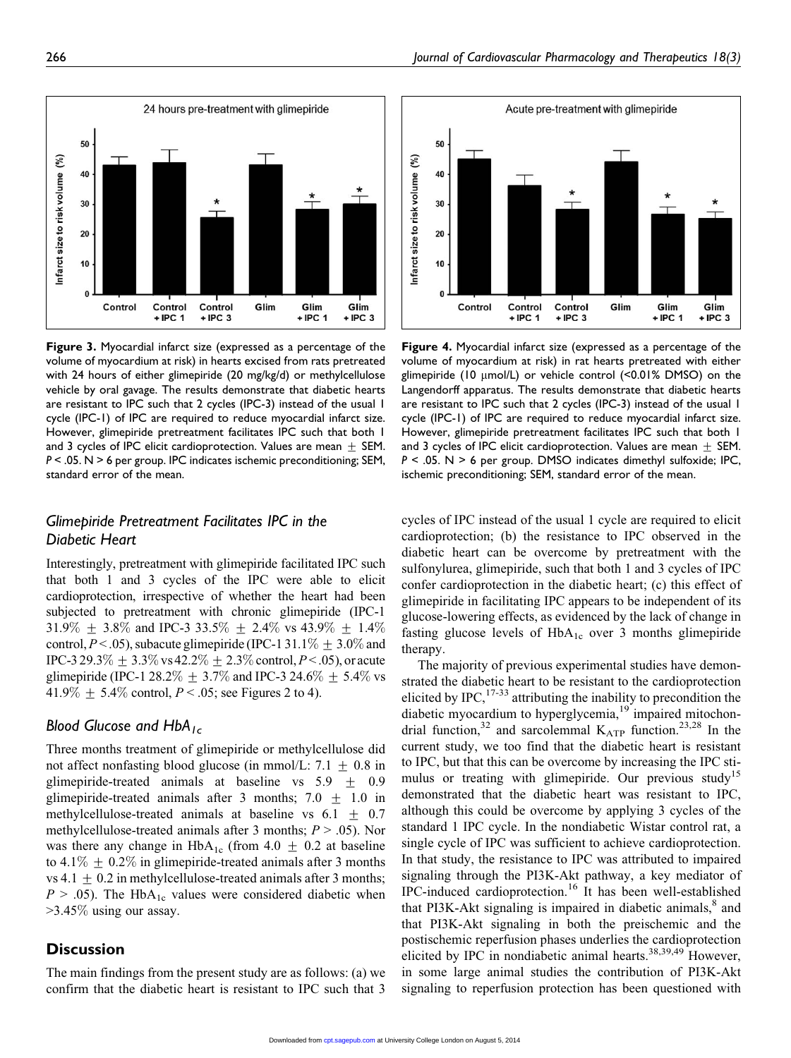Figure 3. Myocardial infarct size (expressed as a percentage of the volume of myocardium at risk) in hearts excised from rats pretreated with 24 hours of either glimepiride (20 mg/kg/d) or methylcellulose vehicle by oral gavage. The results demonstrate that diabetic hearts are resistant to IPC such that 2 cycles (IPC-3) instead of the usual 1 cycle (IPC-1) of IPC are required to reduce myocardial infarct size. However, glimepiride pretreatment facilitates IPC such that both 1 and 3 cycles of IPC elicit cardioprotection. Values are mean ± SEM. $P < .05$. N > 6 per group. IPC indicates ischemic preconditioning; SEM, standard error of the mean.

Figure 4. Myocardial infarct size (expressed as a percentage of the volume of myocardium at risk) in rat hearts pretreated with either glimepiride (10 μmol/L) or vehicle control (<0.01% DMSO) on the Langendorff apparatus. The results demonstrate that diabetic hearts are resistant to IPC such that 2 cycles (IPC-3) instead of the usual 1 cycle (IPC-1) of IPC are required to reduce myocardial infarct size. However, glimepiride pretreatment facilitates IPC such that both 1 and 3 cycles of IPC elicit cardioprotection. Values are mean ± SEM. $P < .05$. N > 6 per group. DMSO indicates dimethyl sulfoxide; IPC, ischemic preconditioning; SEM, standard error of the mean.

### Glimepiride Pretreatment Facilitates IPC in the Diabetic Heart

Interestingly, pretreatment with glimepiride facilitated IPC such that both 1 and 3 cycles of the IPC were able to elicit cardioprotection, irrespective of whether the heart had been subjected to pretreatment with chronic glimepiride (IPC-1 31.9% ± 3.8% and IPC-3 33.5% ± 2.4% vs 43.9% ± 1.4% control, $P < .05$), subacute glimepiride (IPC-1 31.1% ± 3.0% and IPC-3 29.3% ± 3.3% vs 42.2% ± 2.3% control, $P < .05$), or acute glimepiride (IPC-1 28.2% ± 3.7% and IPC-3 24.6% ± 5.4% vs 41.9% ± 5.4% control, $P < .05$; see Figures 2 to 4).

### Blood Glucose and $HbA_{1c}$

Three months treatment of glimepiride or methylcellulose did not affect nonfasting blood glucose (in mmol/L: 7.1 ± 0.8 in glimepiride-treated animals at baseline vs 5.9 ± 0.9 glimepiride-treated animals after 3 months; 7.0 ± 1.0 in methylcellulose-treated animals at baseline vs 6.1 ± 0.7 methylcellulose-treated animals after 3 months; $P > .05$). Nor was there any change in $HbA_{1c}$ (from 4.0 ± 0.2 at baseline to 4.1% ± 0.2% in glimepiride-treated animals after 3 months vs 4.1 ± 0.2 in methylcellulose-treated animals after 3 months; $P > .05$). The $HbA_{1c}$ values were considered diabetic when >3.45% using our assay.

## Discussion

The main findings from the present study are as follows: (a) we confirm that the diabetic heart is resistant to IPC such that 3 cycles of IPC instead of the usual 1 cycle are required to elicit cardioprotection; (b) the resistance to IPC observed in the diabetic heart can be overcome by pretreatment with the sulfonylurea, glimepiride, such that both 1 and 3 cycles of IPC confer cardioprotection in the diabetic heart; (c) this effect of glimepiride in facilitating IPC appears to be independent of its glucose-lowering effects, as evidenced by the lack of change in fasting glucose levels of $HbA_{1c}$ over 3 months glimepiride therapy.

The majority of previous experimental studies have demonstrated the diabetic heart to be resistant to the cardioprotection elicited by IPC,[17-33] attributing the inability to precondition the diabetic myocardium to hyperglycemia,[19] impaired mitochondrial function,[32] and sarcolemmal $K_{ATP}$ function.[23,28] In the current study, we too find that the diabetic heart is resistant to IPC, but that this can be overcome by increasing the IPC stimulus or treating with glimepiride. Our previous study[15] demonstrated that the diabetic heart was resistant to IPC, although this could be overcome by applying 3 cycles of the standard 1 IPC cycle. In the nondiabetic Wistar control rat, a single cycle of IPC was sufficient to achieve cardioprotection. In that study, the resistance to IPC was attributed to impaired signaling through the PI3K-Akt pathway, a key mediator of IPC-induced cardioprotection.[16] It has been well-established that PI3K-Akt signaling is impaired in diabetic animals,[8] and that PI3K-Akt signaling in both the preischemic and the postischemic reperfusion phases underlies the cardioprotection elicited by IPC in nondiabetic animal hearts.[38,39,49] However, in some large animal studies the contribution of PI3K-Akt signaling to reperfusion protection has been questioned with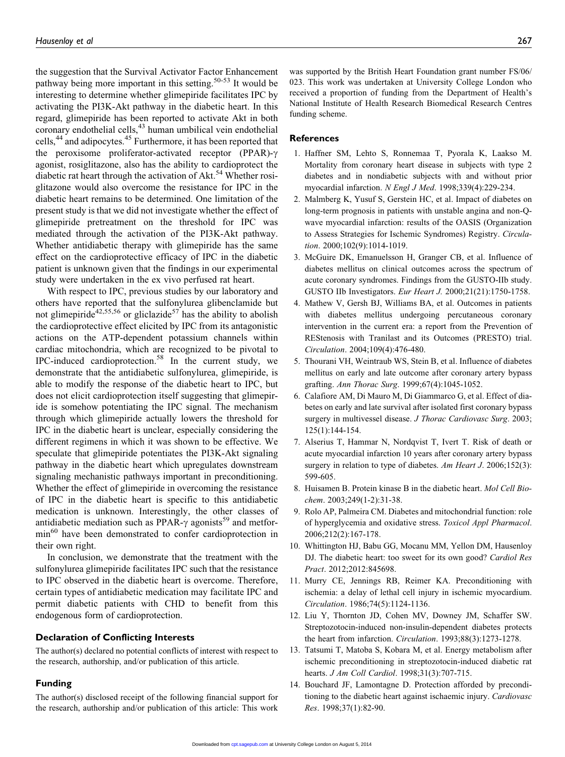the suggestion that the Survival Activator Factor Enhancement pathway being more important in this setting.[50-53] It would be interesting to determine whether glimepiride facilitates IPC by activating the PI3K-Akt pathway in the diabetic heart. In this regard, glimepiride has been reported to activate Akt in both coronary endothelial cells,[43] human umbilical vein endothelial cells,[44] and adipocytes.[45] Furthermore, it has been reported that the peroxisome proliferator-activated receptor (PPAR)-γ agonist, rosiglitazone, also has the ability to cardioprotect the diabetic rat heart through the activation of Akt.[54] Whether rosiglitazone would also overcome the resistance for IPC in the diabetic heart remains to be determined. One limitation of the present study is that we did not investigate whether the effect of glimepiride pretreatment on the threshold for IPC was mediated through the activation of the PI3K-Akt pathway. Whether antidiabetic therapy with glimepiride has the same effect on the cardioprotective efficacy of IPC in the diabetic patient is unknown given that the findings in our experimental study were undertaken in the ex vivo perfused rat heart.

With respect to IPC, previous studies by our laboratory and others have reported that the sulfonylurea glibenclamide but not glimepiride[42,55,56] or gliclazide[57] has the ability to abolish the cardioprotective effect elicited by IPC from its antagonistic actions on the ATP-dependent potassium channels within cardiac mitochondria, which are recognized to be pivotal to IPC-induced cardioprotection.[58] In the current study, we demonstrate that the antidiabetic sulfonylurea, glimepiride, is able to modify the response of the diabetic heart to IPC, but does not elicit cardioprotection itself suggesting that glimepiride is somehow potentiating the IPC signal. The mechanism through which glimepiride actually lowers the threshold for IPC in the diabetic heart is unclear, especially considering the different regimens in which it was shown to be effective. We speculate that glimepiride potentiates the PI3K-Akt signaling pathway in the diabetic heart which upregulates downstream signaling mechanistic pathways important in preconditioning. Whether the effect of glimepiride in overcoming the resistance of IPC in the diabetic heart is specific to this antidiabetic medication is unknown. Interestingly, the other classes of antidiabetic mediation such as PPAR-γ agonists[59] and metformin[60] have been demonstrated to confer cardioprotection in their own right.

In conclusion, we demonstrate that the treatment with the sulfonylurea glimepiride facilitates IPC such that the resistance to IPC observed in the diabetic heart is overcome. Therefore, certain types of antidiabetic medication may facilitate IPC and permit diabetic patients with CHD to benefit from this endogenous form of cardioprotection.

### Declaration of Conflicting Interests

The author(s) declared no potential conflicts of interest with respect to the research, authorship, and/or publication of this article.

### Funding

The author(s) disclosed receipt of the following financial support for the research, authorship and/or publication of this article: This work was supported by the British Heart Foundation grant number FS/06/023. This work was undertaken at University College London who received a proportion of funding from the Department of Health's National Institute of Health Research Biomedical Research Centres funding scheme.

### References

1. Haffner SM, Lehto S, Ronnemaa T, Pyorala K, Laakso M. Mortality from coronary heart disease in subjects with type 2 diabetes and in nondiabetic subjects with and without prior myocardial infarction. *N Engl J Med*. 1998;339(4):229-234.
2. Malmberg K, Yusuf S, Gerstein HC, et al. Impact of diabetes on long-term prognosis in patients with unstable angina and non-Q-wave myocardial infarction: results of the OASIS (Organization to Assess Strategies for Ischemic Syndromes) Registry. *Circulation*. 2000;102(9):1014-1019.
3. McGuire DK, Emanuelsson H, Granger CB, et al. Influence of diabetes mellitus on clinical outcomes across the spectrum of acute coronary syndromes. Findings from the GUSTO-IIb study. GUSTO IIb Investigators. *Eur Heart J*. 2000;21(21):1750-1758.
4. Mathew V, Gersh BJ, Williams BA, et al. Outcomes in patients with diabetes mellitus undergoing percutaneous coronary intervention in the current era: a report from the Prevention of REStenosis with Tranilast and its Outcomes (PRESTO) trial. *Circulation*. 2004;109(4):476-480.
5. Thourani VH, Weintraub WS, Stein B, et al. Influence of diabetes mellitus on early and late outcome after coronary artery bypass grafting. *Ann Thorac Surg*. 1999;67(4):1045-1052.
6. Calafiore AM, Di Mauro M, Di Giammarco G, et al. Effect of diabetes on early and late survival after isolated first coronary bypass surgery in multivessel disease. *J Thorac Cardiovasc Surg*. 2003;125(1):144-154.
7. Alserius T, Hammar N, Nordqvist T, Ivert T. Risk of death or acute myocardial infarction 10 years after coronary artery bypass surgery in relation to type of diabetes. *Am Heart J*. 2006;152(3):599-605.
8. Huisamen B. Protein kinase B in the diabetic heart. *Mol Cell Biochem*. 2003;249(1-2):31-38.
9. Rolo AP, Palmeira CM. Diabetes and mitochondrial function: role of hyperglycemia and oxidative stress. *Toxicol Appl Pharmacol*. 2006;212(2):167-178.
10. Whittington HJ, Babu GG, Mocanu MM, Yellon DM, Hausenloy DJ. The diabetic heart: too sweet for its own good? *Cardiol Res Pract*. 2012;2012:845698.
11. Murry CE, Jennings RB, Reimer KA. Preconditioning with ischemia: a delay of lethal cell injury in ischemic myocardium. *Circulation*. 1986;74(5):1124-1136.
12. Liu Y, Thornton JD, Cohen MV, Downey JM, Schaffer SW. Streptozotocin-induced non-insulin-dependent diabetes protects the heart from infarction. *Circulation*. 1993;88(3):1273-1278.
13. Tatsumi T, Matoba S, Kobara M, et al. Energy metabolism after ischemic preconditioning in streptozotocin-induced diabetic rat hearts. *J Am Coll Cardiol*. 1998;31(3):707-715.
14. Bouchard JF, Lamontagne D. Protection afforded by preconditioning to the diabetic heart against ischaemic injury. *Cardiovasc Res*. 1998;37(1):82-90.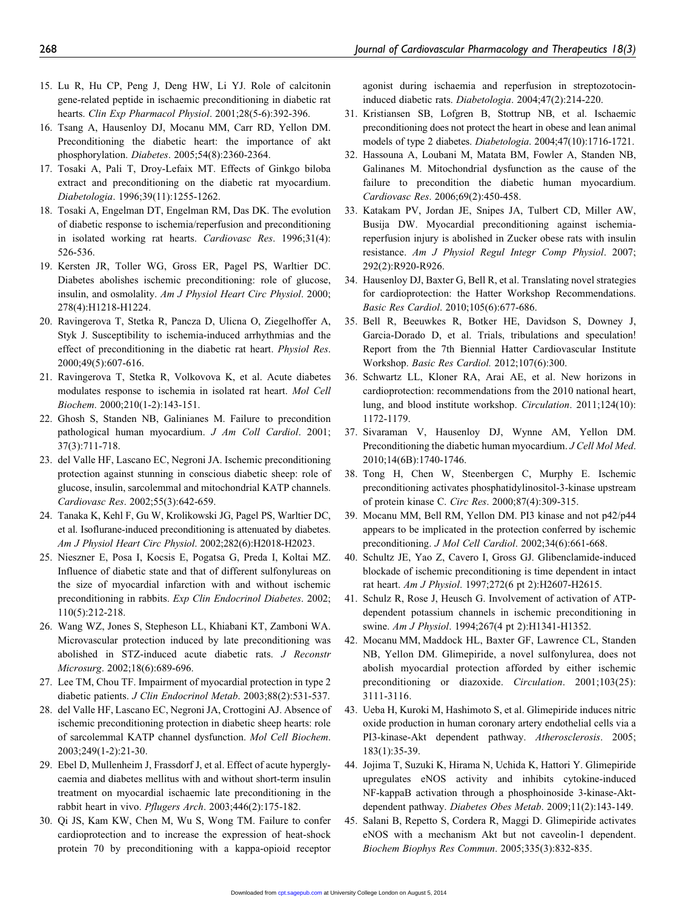15. Lu R, Hu CP, Peng J, Deng HW, Li YJ. Role of calcitonin gene-related peptide in ischaemic preconditioning in diabetic rat hearts. *Clin Exp Pharmacol Physiol*. 2001;28(5-6):392-396.
16. Tsang A, Hausenloy DJ, Mocanu MM, Carr RD, Yellon DM. Preconditioning the diabetic heart: the importance of akt phosphorylation. *Diabetes*. 2005;54(8):2360-2364.
17. Tosaki A, Pali T, Droy-Lefaix MT. Effects of Ginkgo biloba extract and preconditioning on the diabetic rat myocardium. *Diabetologia*. 1996;39(11):1255-1262.
18. Tosaki A, Engelman DT, Engelman RM, Das DK. The evolution of diabetic response to ischemia/reperfusion and preconditioning in isolated working rat hearts. *Cardiovasc Res*. 1996;31(4): 526-536.
19. Kersten JR, Toller WG, Gross ER, Pagel PS, Warltier DC. Diabetes abolishes ischemic preconditioning: role of glucose, insulin, and osmolality. *Am J Physiol Heart Circ Physiol*. 2000; 278(4):H1218-H1224.
20. Ravingerova T, Stetka R, Pancza D, Ulicna O, Ziegelhoffer A, Styk J. Susceptibility to ischemia-induced arrhythmias and the effect of preconditioning in the diabetic rat heart. *Physiol Res*. 2000;49(5):607-616.
21. Ravingerova T, Stetka R, Volkovova K, et al. Acute diabetes modulates response to ischemia in isolated rat heart. *Mol Cell Biochem*. 2000;210(1-2):143-151.
22. Ghosh S, Standen NB, Galinianes M. Failure to precondition pathological human myocardium. *J Am Coll Cardiol*. 2001; 37(3):711-718.
23. del Valle HF, Lascano EC, Negroni JA. Ischemic preconditioning protection against stunning in conscious diabetic sheep: role of glucose, insulin, sarcolemmal and mitochondrial KATP channels. *Cardiovasc Res*. 2002;55(3):642-659.
24. Tanaka K, Kehl F, Gu W, Krolikowski JG, Pagel PS, Warltier DC, et al. Isoflurane-induced preconditioning is attenuated by diabetes. *Am J Physiol Heart Circ Physiol*. 2002;282(6):H2018-H2023.
25. Nieszner E, Posa I, Kocsis E, Pogatsa G, Preda I, Koltai MZ. Influence of diabetic state and that of different sulfonylureas on the size of myocardial infarction with and without ischemic preconditioning in rabbits. *Exp Clin Endocrinol Diabetes*. 2002; 110(5):212-218.
26. Wang WZ, Jones S, Stepheson LL, Khiabani KT, Zamboni WA. Microvascular protection induced by late preconditioning was abolished in STZ-induced acute diabetic rats. *J Reconstr Microsurg*. 2002;18(6):689-696.
27. Lee TM, Chou TF. Impairment of myocardial protection in type 2 diabetic patients. *J Clin Endocrinol Metab*. 2003;88(2):531-537.
28. del Valle HF, Lascano EC, Negroni JA, Crottogini AJ. Absence of ischemic preconditioning protection in diabetic sheep hearts: role of sarcolemmal KATP channel dysfunction. *Mol Cell Biochem*. 2003;249(1-2):21-30.
29. Ebel D, Mullenheim J, Frassdorf J, et al. Effect of acute hyperglycaemia and diabetes mellitus with and without short-term insulin treatment on myocardial ischaemic late preconditioning in the rabbit heart in vivo. *Pflugers Arch*. 2003;446(2):175-182.
30. Qi JS, Kam KW, Chen M, Wu S, Wong TM. Failure to confer cardioprotection and to increase the expression of heat-shock protein 70 by preconditioning with a kappa-opioid receptor agonist during ischaemia and reperfusion in streptozotocin-induced diabetic rats. *Diabetologia*. 2004;47(2):214-220.
31. Kristiansen SB, Lofgren B, Stottrup NB, et al. Ischaemic preconditioning does not protect the heart in obese and lean animal models of type 2 diabetes. *Diabetologia*. 2004;47(10):1716-1721.
32. Hassouna A, Loubani M, Matata BM, Fowler A, Standen NB, Galinanes M. Mitochondrial dysfunction as the cause of the failure to precondition the diabetic human myocardium. *Cardiovasc Res*. 2006;69(2):450-458.
33. Katakam PV, Jordan JE, Snipes JA, Tulbert CD, Miller AW, Busija DW. Myocardial preconditioning against ischemia-reperfusion injury is abolished in Zucker obese rats with insulin resistance. *Am J Physiol Regul Integr Comp Physiol*. 2007; 292(2):R920-R926.
34. Hausenloy DJ, Baxter G, Bell R, et al. Translating novel strategies for cardioprotection: the Hatter Workshop Recommendations. *Basic Res Cardiol*. 2010;105(6):677-686.
35. Bell R, Beeuwkes R, Botker HE, Davidson S, Downey J, Garcia-Dorado D, et al. Trials, tribulations and speculation! Report from the 7th Biennial Hatter Cardiovascular Institute Workshop. *Basic Res Cardiol.* 2012;107(6):300.
36. Schwartz LL, Kloner RA, Arai AE, et al. New horizons in cardioprotection: recommendations from the 2010 national heart, lung, and blood institute workshop. *Circulation*. 2011;124(10): 1172-1179.
37. Sivaraman V, Hausenloy DJ, Wynne AM, Yellon DM. Preconditioning the diabetic human myocardium. *J Cell Mol Med*. 2010;14(6B):1740-1746.
38. Tong H, Chen W, Steenbergen C, Murphy E. Ischemic preconditioning activates phosphatidylinositol-3-kinase upstream of protein kinase C. *Circ Res*. 2000;87(4):309-315.
39. Mocanu MM, Bell RM, Yellon DM. PI3 kinase and not p42/p44 appears to be implicated in the protection conferred by ischemic preconditioning. *J Mol Cell Cardiol*. 2002;34(6):661-668.
40. Schultz JE, Yao Z, Cavero I, Gross GJ. Glibenclamide-induced blockade of ischemic preconditioning is time dependent in intact rat heart. *Am J Physiol*. 1997;272(6 pt 2):H2607-H2615.
41. Schulz R, Rose J, Heusch G. Involvement of activation of ATP-dependent potassium channels in ischemic preconditioning in swine. *Am J Physiol*. 1994;267(4 pt 2):H1341-H1352.
42. Mocanu MM, Maddock HL, Baxter GF, Lawrence CL, Standen NB, Yellon DM. Glimepiride, a novel sulfonylurea, does not abolish myocardial protection afforded by either ischemic preconditioning or diazoxide. *Circulation*. 2001;103(25): 3111-3116.
43. Ueba H, Kuroki M, Hashimoto S, et al. Glimepiride induces nitric oxide production in human coronary artery endothelial cells via a PI3-kinase-Akt dependent pathway. *Atherosclerosis*. 2005; 183(1):35-39.
44. Jojima T, Suzuki K, Hirama N, Uchida K, Hattori Y. Glimepiride upregulates eNOS activity and inhibits cytokine-induced NF-kappaB activation through a phosphoinoside 3-kinase-Akt-dependent pathway. *Diabetes Obes Metab*. 2009;11(2):143-149.
45. Salani B, Repetto S, Cordera R, Maggi D. Glimepiride activates eNOS with a mechanism Akt but not caveolin-1 dependent. *Biochem Biophys Res Commun*. 2005;335(3):832-835.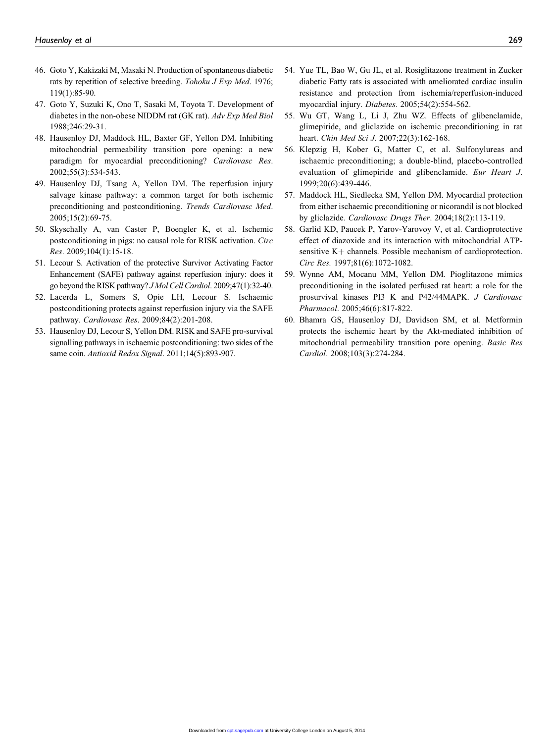46. Goto Y, Kakizaki M, Masaki N. Production of spontaneous diabetic rats by repetition of selective breeding. *Tohoku J Exp Med*. 1976; 119(1):85-90.
47. Goto Y, Suzuki K, Ono T, Sasaki M, Toyota T. Development of diabetes in the non-obese NIDDM rat (GK rat). *Adv Exp Med Biol* 1988;246:29-31.
48. Hausenloy DJ, Maddock HL, Baxter GF, Yellon DM. Inhibiting mitochondrial permeability transition pore opening: a new paradigm for myocardial preconditioning? *Cardiovasc Res*. 2002;55(3):534-543.
49. Hausenloy DJ, Tsang A, Yellon DM. The reperfusion injury salvage kinase pathway: a common target for both ischemic preconditioning and postconditioning. *Trends Cardiovasc Med*. 2005;15(2):69-75.
50. Skyschally A, van Caster P, Boengler K, et al. Ischemic postconditioning in pigs: no causal role for RISK activation. *Circ Res*. 2009;104(1):15-18.
51. Lecour S. Activation of the protective Survivor Activating Factor Enhancement (SAFE) pathway against reperfusion injury: does it go beyond the RISK pathway? *J Mol Cell Cardiol*. 2009;47(1):32-40.
52. Lacerda L, Somers S, Opie LH, Lecour S. Ischaemic postconditioning protects against reperfusion injury via the SAFE pathway. *Cardiovasc Res*. 2009;84(2):201-208.
53. Hausenloy DJ, Lecour S, Yellon DM. RISK and SAFE pro-survival signalling pathways in ischaemic postconditioning: two sides of the same coin. *Antioxid Redox Signal*. 2011;14(5):893-907.
54. Yue TL, Bao W, Gu JL, et al. Rosiglitazone treatment in Zucker diabetic Fatty rats is associated with ameliorated cardiac insulin resistance and protection from ischemia/reperfusion-induced myocardial injury. *Diabetes*. 2005;54(2):554-562.
55. Wu GT, Wang L, Li J, Zhu WZ. Effects of glibenclamide, glimepiride, and gliclazide on ischemic preconditioning in rat heart. *Chin Med Sci J*. 2007;22(3):162-168.
56. Klepzig H, Kober G, Matter C, et al. Sulfonylureas and ischaemic preconditioning; a double-blind, placebo-controlled evaluation of glimepiride and glibenclamide. *Eur Heart J*. 1999;20(6):439-446.
57. Maddock HL, Siedlecka SM, Yellon DM. Myocardial protection from either ischaemic preconditioning or nicorandil is not blocked by gliclazide. *Cardiovasc Drugs Ther*. 2004;18(2):113-119.
58. Garlid KD, Paucek P, Yarov-Yarovoy V, et al. Cardioprotective effect of diazoxide and its interaction with mitochondrial ATP-sensitive K+ channels. Possible mechanism of cardioprotection. *Circ Res.* 1997;81(6):1072-1082.
59. Wynne AM, Mocanu MM, Yellon DM. Pioglitazone mimics preconditioning in the isolated perfused rat heart: a role for the prosurvival kinases PI3 K and P42/44MAPK. *J Cardiovasc Pharmacol*. 2005;46(6):817-822.
60. Bhamra GS, Hausenloy DJ, Davidson SM, et al. Metformin protects the ischemic heart by the Akt-mediated inhibition of mitochondrial permeability transition pore opening. *Basic Res Cardiol*. 2008;103(3):274-284.